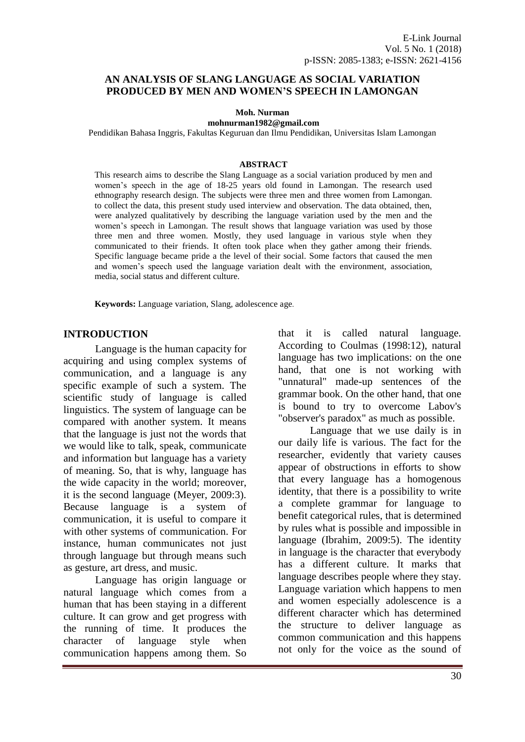# AN ANALYSIS OF SLANG LANGUAGE AS SOCIAL VARIATION PRODUCED BY MEN AND WOMEN'S SPEECH IN LAMONGAN

**Moh. Nurman**
**mohnurman1982@gmail.com**
Pendidikan Bahasa Inggris, Fakultas Keguruan dan Ilmu Pendidikan, Universitas Islam Lamongan

**ABSTRACT**

This research aims to describe the Slang Language as a social variation produced by men and women's speech in the age of 18-25 years old found in Lamongan. The research used ethnography research design. The subjects were three men and three women from Lamongan. to collect the data, this present study used interview and observation. The data obtained, then, were analyzed qualitatively by describing the language variation used by the men and the women's speech in Lamongan. The result shows that language variation was used by those three men and three women. Mostly, they used language in various style when they communicated to their friends. It often took place when they gather among their friends. Specific language became pride a the level of their social. Some factors that caused the men and women's speech used the language variation dealt with the environment, association, media, social status and different culture.

**Keywords:** Language variation, Slang, adolescence age.

## INTRODUCTION

Language is the human capacity for acquiring and using complex systems of communication, and a language is any specific example of such a system. The scientific study of language is called linguistics. The system of language can be compared with another system. It means that the language is just not the words that we would like to talk, speak, communicate and information but language has a variety of meaning. So, that is why, language has the wide capacity in the world; moreover, it is the second language (Meyer, 2009:3). Because language is a system of communication, it is useful to compare it with other systems of communication. For instance, human communicates not just through language but through means such as gesture, art dress, and music.

Language has origin language or natural language which comes from a human that has been staying in a different culture. It can grow and get progress with the running of time. It produces the character of language style when communication happens among them. So that it is called natural language. According to Coulmas (1998:12), natural language has two implications: on the one hand, that one is not working with "unnatural" made-up sentences of the grammar book. On the other hand, that one is bound to try to overcome Labov's "observer's paradox" as much as possible.

Language that we use daily is in our daily life is various. The fact for the researcher, evidently that variety causes appear of obstructions in efforts to show that every language has a homogenous identity, that there is a possibility to write a complete grammar for language to benefit categorical rules, that is determined by rules what is possible and impossible in language (Ibrahim, 2009:5). The identity in language is the character that everybody has a different culture. It marks that language describes people where they stay. Language variation which happens to men and women especially adolescence is a different character which has determined the structure to deliver language as common communication and this happens not only for the voice as the sound of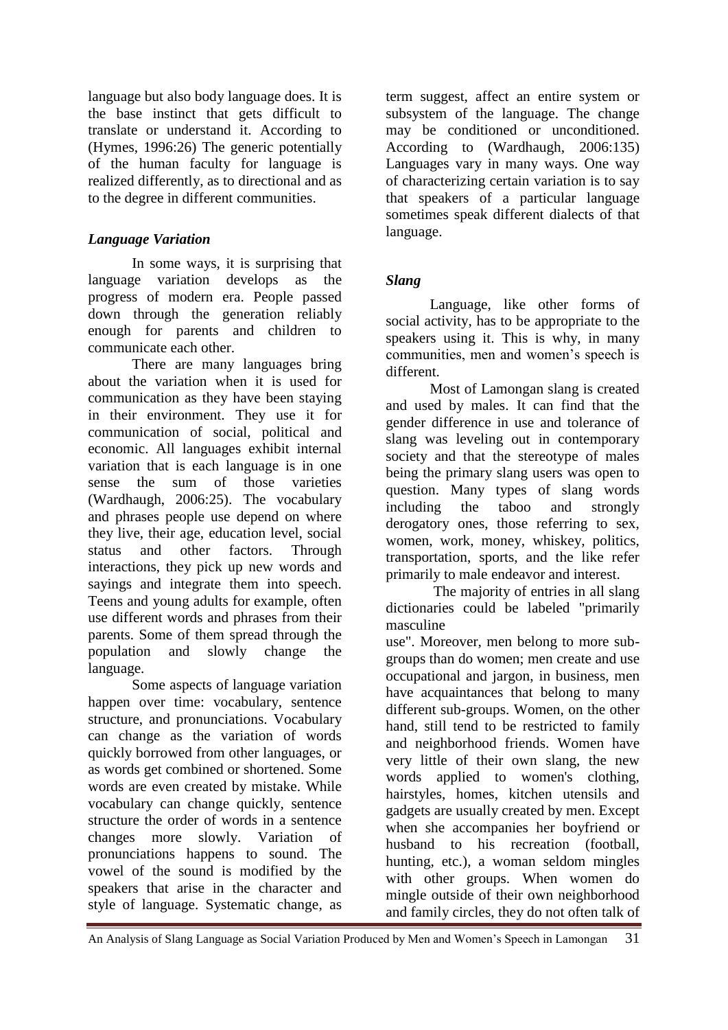language but also body language does. It is the base instinct that gets difficult to translate or understand it. According to (Hymes, 1996:26) The generic potentially of the human faculty for language is realized differently, as to directional and as to the degree in different communities.

### *Language Variation*

In some ways, it is surprising that language variation develops as the progress of modern era. People passed down through the generation reliably enough for parents and children to communicate each other.

There are many languages bring about the variation when it is used for communication as they have been staying in their environment. They use it for communication of social, political and economic. All languages exhibit internal variation that is each language is in one sense the sum of those varieties (Wardhaugh, 2006:25). The vocabulary and phrases people use depend on where they live, their age, education level, social status and other factors. Through interactions, they pick up new words and sayings and integrate them into speech. Teens and young adults for example, often use different words and phrases from their parents. Some of them spread through the population and slowly change the language.

Some aspects of language variation happen over time: vocabulary, sentence structure, and pronunciations. Vocabulary can change as the variation of words quickly borrowed from other languages, or as words get combined or shortened. Some words are even created by mistake. While vocabulary can change quickly, sentence structure the order of words in a sentence changes more slowly. Variation of pronunciations happens to sound. The vowel of the sound is modified by the speakers that arise in the character and style of language. Systematic change, as term suggest, affect an entire system or subsystem of the language. The change may be conditioned or unconditioned. According to (Wardhaugh, 2006:135) Languages vary in many ways. One way of characterizing certain variation is to say that speakers of a particular language sometimes speak different dialects of that language.

### *Slang*

Language, like other forms of social activity, has to be appropriate to the speakers using it. This is why, in many communities, men and women's speech is different.

Most of Lamongan slang is created and used by males. It can find that the gender difference in use and tolerance of slang was leveling out in contemporary society and that the stereotype of males being the primary slang users was open to question. Many types of slang words including the taboo and strongly derogatory ones, those referring to sex, women, work, money, whiskey, politics, transportation, sports, and the like refer primarily to male endeavor and interest.

The majority of entries in all slang dictionaries could be labeled "primarily masculine use". Moreover, men belong to more sub-groups than do women; men create and use occupational and jargon, in business, men have acquaintances that belong to many different sub-groups. Women, on the other hand, still tend to be restricted to family and neighborhood friends. Women have very little of their own slang, the new words applied to women's clothing, hairstyles, homes, kitchen utensils and gadgets are usually created by men. Except when she accompanies her boyfriend or husband to his recreation (football, hunting, etc.), a woman seldom mingles with other groups. When women do mingle outside of their own neighborhood and family circles, they do not often talk of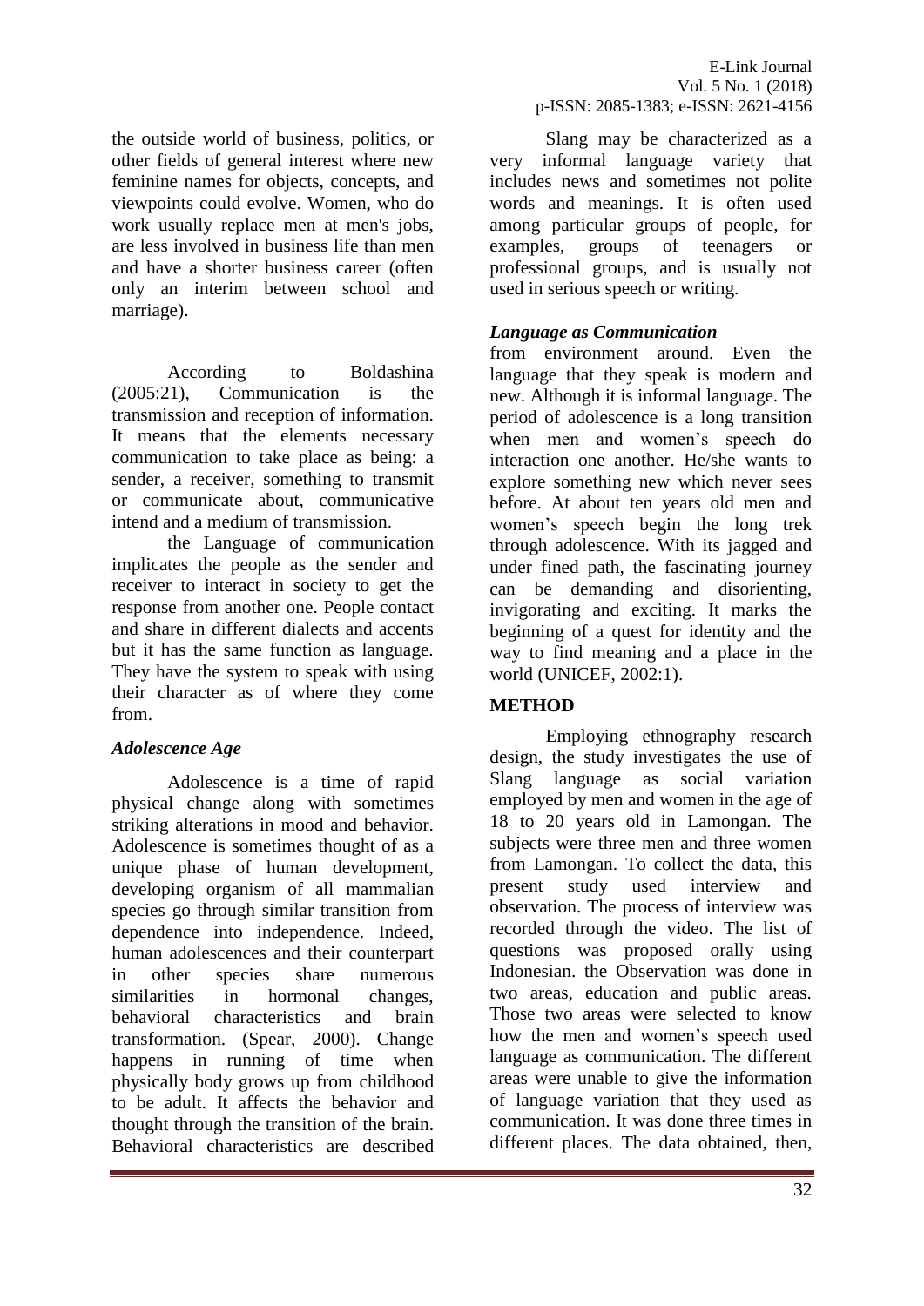the outside world of business, politics, or other fields of general interest where new feminine names for objects, concepts, and viewpoints could evolve. Women, who do work usually replace men at men's jobs, are less involved in business life than men and have a shorter business career (often only an interim between school and marriage).

According to Boldashina (2005:21), Communication is the transmission and reception of information. It means that the elements necessary communication to take place as being: a sender, a receiver, something to transmit or communicate about, communicative intend and a medium of transmission.

the Language of communication implicates the people as the sender and receiver to interact in society to get the response from another one. People contact and share in different dialects and accents but it has the same function as language. They have the system to speak with using their character as of where they come from.

### *Adolescence Age*

Adolescence is a time of rapid physical change along with sometimes striking alterations in mood and behavior. Adolescence is sometimes thought of as a unique phase of human development, developing organism of all mammalian species go through similar transition from dependence into independence. Indeed, human adolescences and their counterpart in other species share numerous similarities in hormonal changes, behavioral characteristics and brain transformation. (Spear, 2000). Change happens in running of time when physically body grows up from childhood to be adult. It affects the behavior and thought through the transition of the brain. Behavioral characteristics are described

Slang may be characterized as a very informal language variety that includes news and sometimes not polite words and meanings. It is often used among particular groups of people, for examples, groups of teenagers or professional groups, and is usually not used in serious speech or writing.

### *Language as Communication*

from environment around. Even the language that they speak is modern and new. Although it is informal language. The period of adolescence is a long transition when men and women's speech do interaction one another. He/she wants to explore something new which never sees before. At about ten years old men and women's speech begin the long trek through adolescence. With its jagged and under fined path, the fascinating journey can be demanding and disorienting, invigorating and exciting. It marks the beginning of a quest for identity and the way to find meaning and a place in the world (UNICEF, 2002:1).

## **METHOD**

Employing ethnography research design, the study investigates the use of Slang language as social variation employed by men and women in the age of 18 to 20 years old in Lamongan. The subjects were three men and three women from Lamongan. To collect the data, this present study used interview and observation. The process of interview was recorded through the video. The list of questions was proposed orally using Indonesian. the Observation was done in two areas, education and public areas. Those two areas were selected to know how the men and women's speech used language as communication. The different areas were unable to give the information of language variation that they used as communication. It was done three times in different places. The data obtained, then,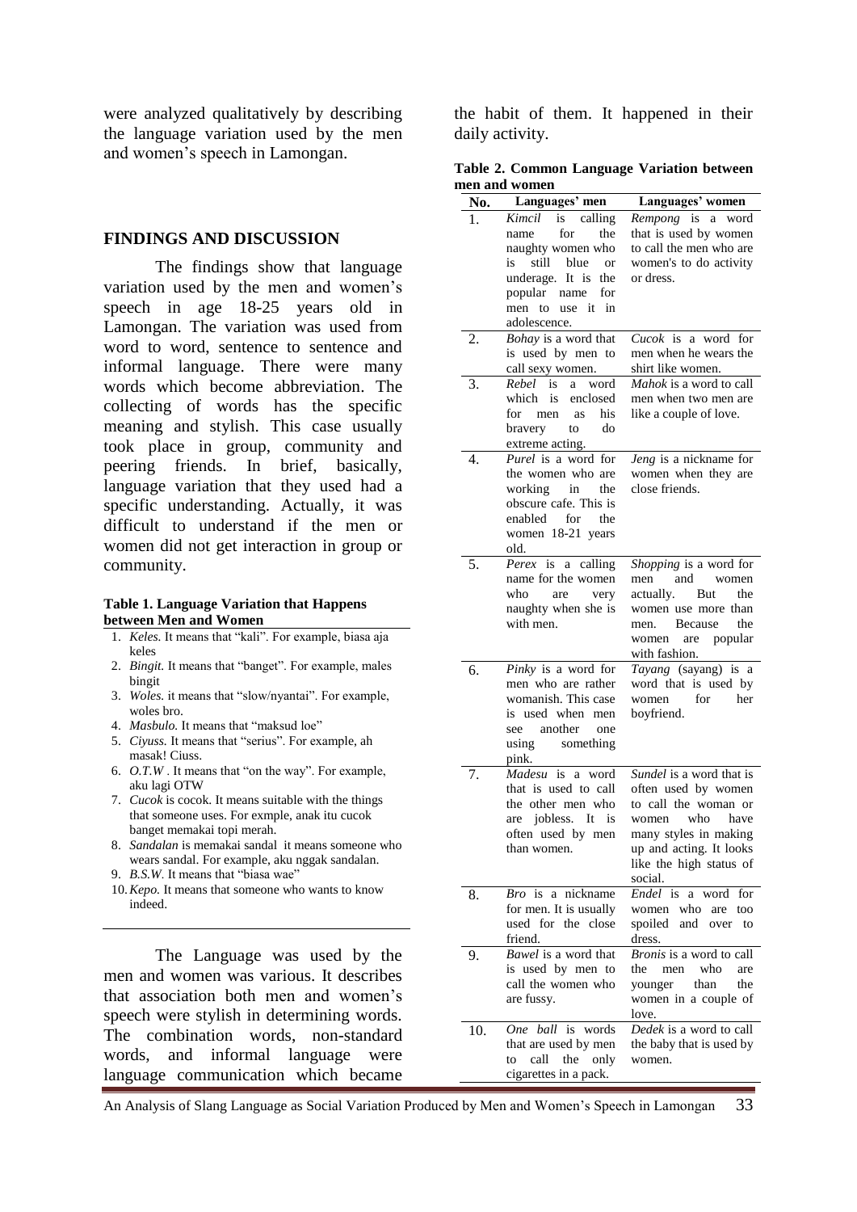were analyzed qualitatively by describing the language variation used by the men and women's speech in Lamongan.

## FINDINGS AND DISCUSSION

The findings show that language variation used by the men and women's speech in age 18-25 years old in Lamongan. The variation was used from word to word, sentence to sentence and informal language. There were many words which become abbreviation. The collecting of words has the specific meaning and stylish. This case usually took place in group, community and peering friends. In brief, basically, language variation that they used had a specific understanding. Actually, it was difficult to understand if the men or women did not get interaction in group or community.

**Table 1. Language Variation that Happens between Men and Women**

1. *Keles.* It means that "kali". For example, biasa aja keles
2. *Bingit.* It means that "banget". For example, males bingit
3. *Woles.* it means that "slow/nyantai". For example, woles bro.
4. *Masbulo.* It means that "maksud loe"
5. *Ciyuss.* It means that "serius". For example, ah masak! Ciuss.
6. *O.T.W* . It means that "on the way". For example, aku lagi OTW
7. *Cucok* is cocok. It means suitable with the things that someone uses. For exmple, anak itu cucok banget memakai topi merah.
8. *Sandalan* is memakai sandal it means someone who wears sandal. For example, aku nggak sandalan.
9. *B.S.W.* It means that "biasa wae"
10. *Kepo.* It means that someone who wants to know indeed.

The Language was used by the men and women was various. It describes that association both men and women's speech were stylish in determining words. The combination words, non-standard words, and informal language were language communication which became the habit of them. It happened in their daily activity.

**Table 2. Common Language Variation between men and women**

| No. | Languages' men | Languages' women |
|---|---|---|
| 1. | *Kimcil* is calling name for the naughty women who is still blue or underage. It is the popular name for men to use it in adolescence. | *Rempong* is a word that is used by women to call the men who are women's to do activity or dress. |
| 2. | *Bohay* is a word that is used by men to call sexy women. | *Cucok* is a word for men when he wears the shirt like women. |
| 3. | *Rebel* is a word which is enclosed for men as his bravery to do extreme acting. | *Mahok* is a word to call men when two men are like a couple of love. |
| 4. | *Purel* is a word for the women who are working in the obscure cafe. This is enabled for the women 18-21 years old. | *Jeng* is a nickname for women when they are close friends. |
| 5. | *Perex* is a calling name for the women who are very naughty when she is with men. | *Shopping* is a word for men and women actually. But the women use more than men. Because the women are popular with fashion. |
| 6. | *Pinky* is a word for men who are rather womanish. This case is used when men see another one using something pink. | *Tayang* (sayang) is a word that is used by women for her boyfriend. |
| 7. | *Madesu* is a word that is used to call the other men who are jobless. It is often used by men than women. | *Sundel* is a word that is often used by women to call the woman or women who have many styles in making up and acting. It looks like the high status of social. |
| 8. | *Bro* is a nickname for men. It is usually used for the close friend. | *Endel* is a word for women who are too spoiled and over to dress. |
| 9. | *Bawel* is a word that is used by men to call the women who are fussy. | *Bronis* is a word to call the men who are younger than the women in a couple of love. |
| 10. | *One ball* is words that are used by men to call the only cigarettes in a pack. | *Dedek* is a word to call the baby that is used by women. |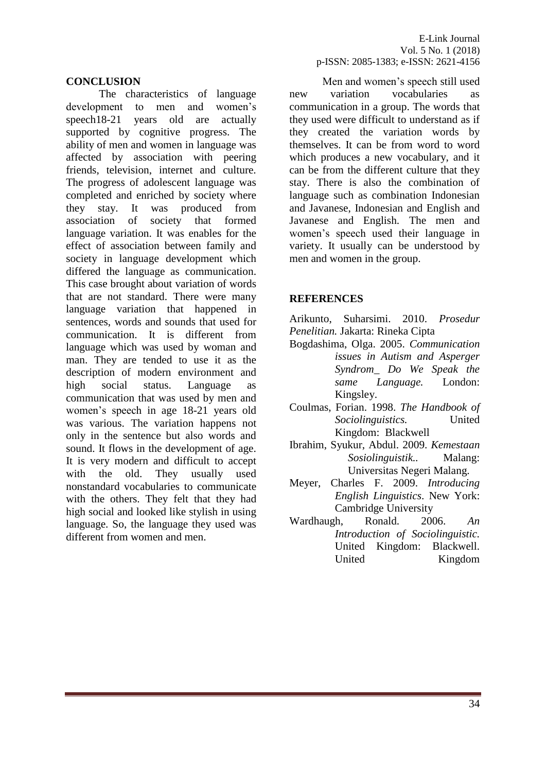## CONCLUSION

The characteristics of language development to men and women's speech18-21 years old are actually supported by cognitive progress. The ability of men and women in language was affected by association with peering friends, television, internet and culture. The progress of adolescent language was completed and enriched by society where they stay. It was produced from association of society that formed language variation. It was enables for the effect of association between family and society in language development which differed the language as communication. This case brought about variation of words that are not standard. There were many language variation that happened in sentences, words and sounds that used for communication. It is different from language which was used by woman and man. They are tended to use it as the description of modern environment and high social status. Language as communication that was used by men and women's speech in age 18-21 years old was various. The variation happens not only in the sentence but also words and sound. It flows in the development of age. It is very modern and difficult to accept with the old. They usually used nonstandard vocabularies to communicate with the others. They felt that they had high social and looked like stylish in using language. So, the language they used was different from women and men.

Men and women's speech still used new variation vocabularies as communication in a group. The words that they used were difficult to understand as if they created the variation words by themselves. It can be from word to word which produces a new vocabulary, and it can be from the different culture that they stay. There is also the combination of language such as combination Indonesian and Javanese, Indonesian and English and Javanese and English. The men and women's speech used their language in variety. It usually can be understood by men and women in the group.

## REFERENCES

Arikunto, Suharsimi. 2010. *Prosedur Penelitian.* Jakarta: Rineka Cipta

Bogdashima, Olga. 2005. *Communication issues in Autism and Asperger Syndrom_ Do We Speak the same Language.* London: Kingsley.

Coulmas, Forian. 1998. *The Handbook of Sociolinguistics.* United Kingdom: Blackwell

Ibrahim, Syukur, Abdul. 2009. *Kemestaan Sosiolinguistik..* Malang: Universitas Negeri Malang.

Meyer, Charles F. 2009. *Introducing English Linguistics*. New York: Cambridge University

Wardhaugh, Ronald. 2006. *An Introduction of Sociolinguistic.* United Kingdom: Blackwell. United Kingdom